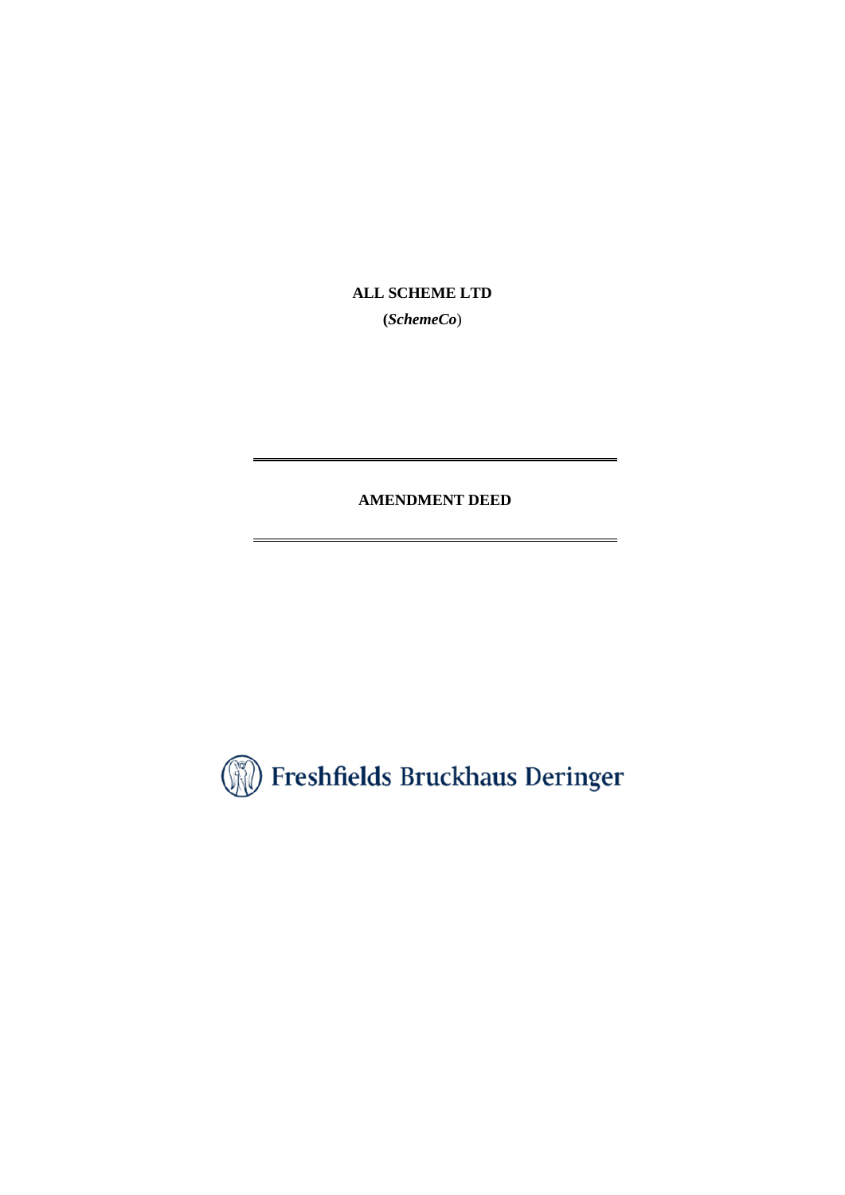**ALL SCHEME LTD**

**(*SchemeCo*)**

---

**AMENDMENT DEED**

---

Freshfields Bruckhaus Deringer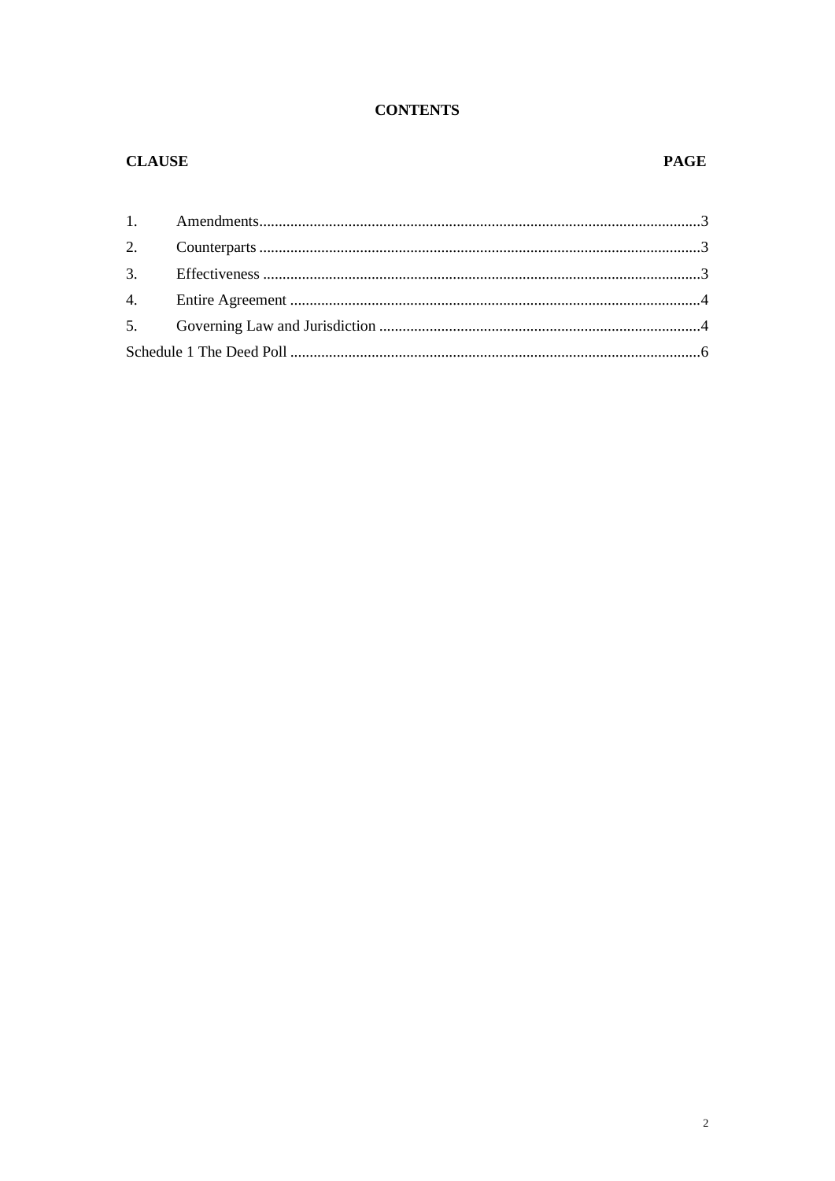# CONTENTS

| CLAUSE | | PAGE |
|---|---|---|
| 1. | Amendments | 3 |
| 2. | Counterparts | 3 |
| 3. | Effectiveness | 3 |
| 4. | Entire Agreement | 4 |
| 5. | Governing Law and Jurisdiction | 4 |
| Schedule 1 The Deed Poll | | 6 |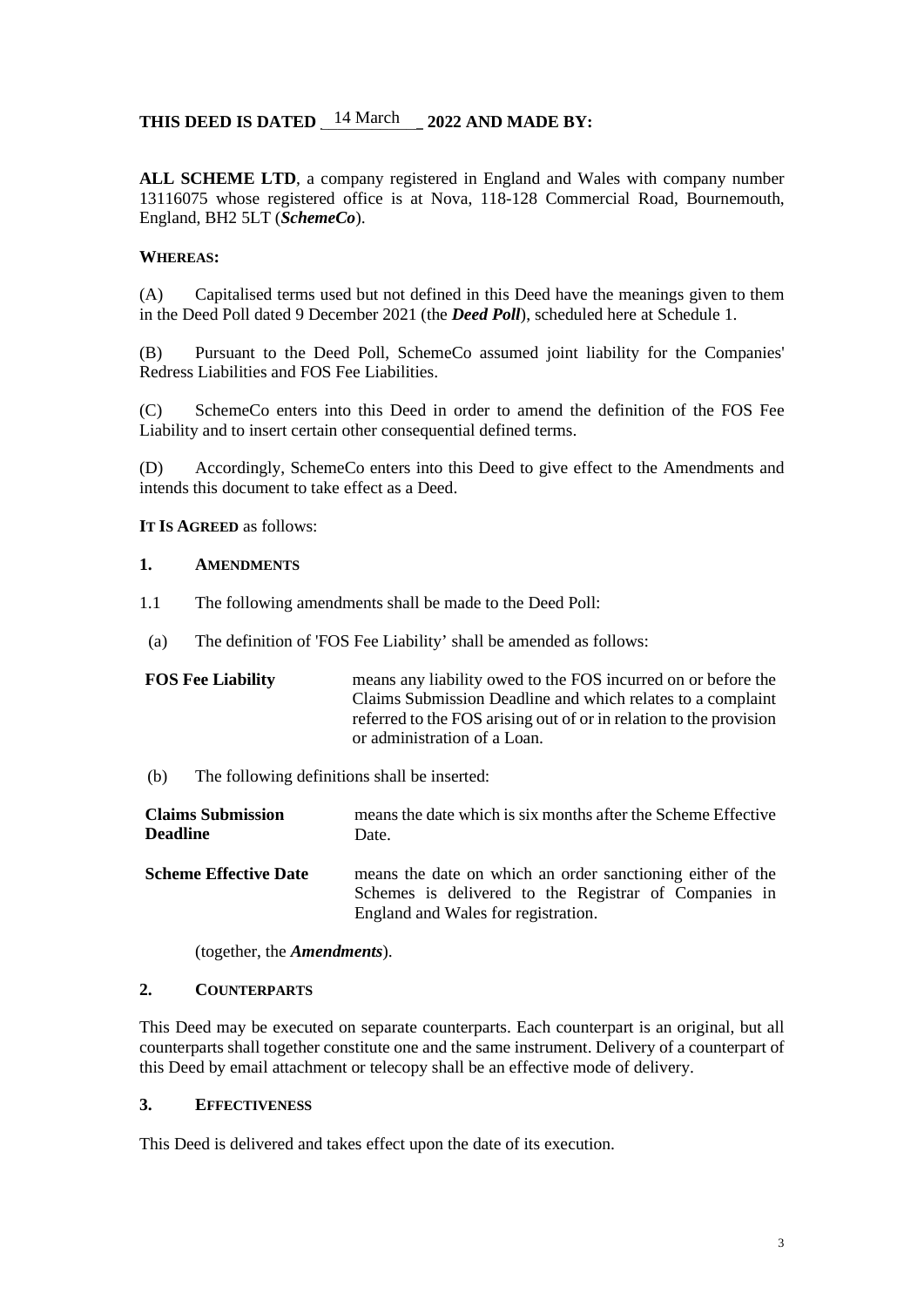**THIS DEED IS DATED** 14 March **2022 AND MADE BY:**

**ALL SCHEME LTD**, a company registered in England and Wales with company number 13116075 whose registered office is at Nova, 118-128 Commercial Road, Bournemouth, England, BH2 5LT (***SchemeCo***).

**WHEREAS:**

(A) Capitalised terms used but not defined in this Deed have the meanings given to them in the Deed Poll dated 9 December 2021 (the ***Deed Poll***), scheduled here at Schedule 1.

(B) Pursuant to the Deed Poll, SchemeCo assumed joint liability for the Companies' Redress Liabilities and FOS Fee Liabilities.

(C) SchemeCo enters into this Deed in order to amend the definition of the FOS Fee Liability and to insert certain other consequential defined terms.

(D) Accordingly, SchemeCo enters into this Deed to give effect to the Amendments and intends this document to take effect as a Deed.

**IT IS AGREED** as follows:

**1. AMENDMENTS**

1.1 The following amendments shall be made to the Deed Poll:

(a) The definition of 'FOS Fee Liability' shall be amended as follows:

| | |
|---|---|
| **FOS Fee Liability** | means any liability owed to the FOS incurred on or before the Claims Submission Deadline and which relates to a complaint referred to the FOS arising out of or in relation to the provision or administration of a Loan. |

(b) The following definitions shall be inserted:

| | |
|---|---|
| **Claims Submission Deadline** | means the date which is six months after the Scheme Effective Date. |
| **Scheme Effective Date** | means the date on which an order sanctioning either of the Schemes is delivered to the Registrar of Companies in England and Wales for registration. |

(together, the ***Amendments***).

**2. COUNTERPARTS**

This Deed may be executed on separate counterparts. Each counterpart is an original, but all counterparts shall together constitute one and the same instrument. Delivery of a counterpart of this Deed by email attachment or telecopy shall be an effective mode of delivery.

**3. EFFECTIVENESS**

This Deed is delivered and takes effect upon the date of its execution.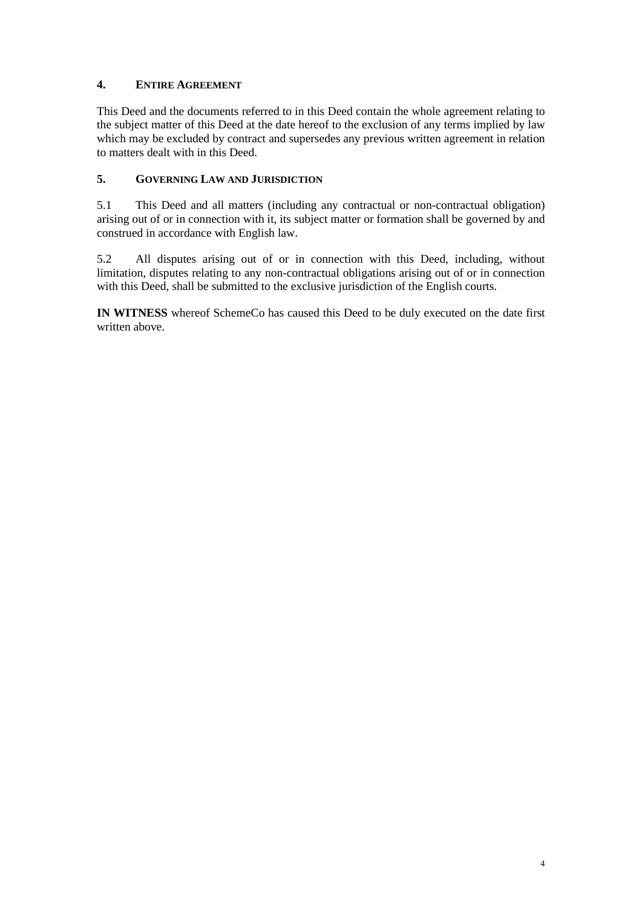## 4. ENTIRE AGREEMENT

This Deed and the documents referred to in this Deed contain the whole agreement relating to the subject matter of this Deed at the date hereof to the exclusion of any terms implied by law which may be excluded by contract and supersedes any previous written agreement in relation to matters dealt with in this Deed.

## 5. GOVERNING LAW AND JURISDICTION

5.1 This Deed and all matters (including any contractual or non-contractual obligation) arising out of or in connection with it, its subject matter or formation shall be governed by and construed in accordance with English law.

5.2 All disputes arising out of or in connection with this Deed, including, without limitation, disputes relating to any non-contractual obligations arising out of or in connection with this Deed, shall be submitted to the exclusive jurisdiction of the English courts.

**IN WITNESS** whereof SchemeCo has caused this Deed to be duly executed on the date first written above.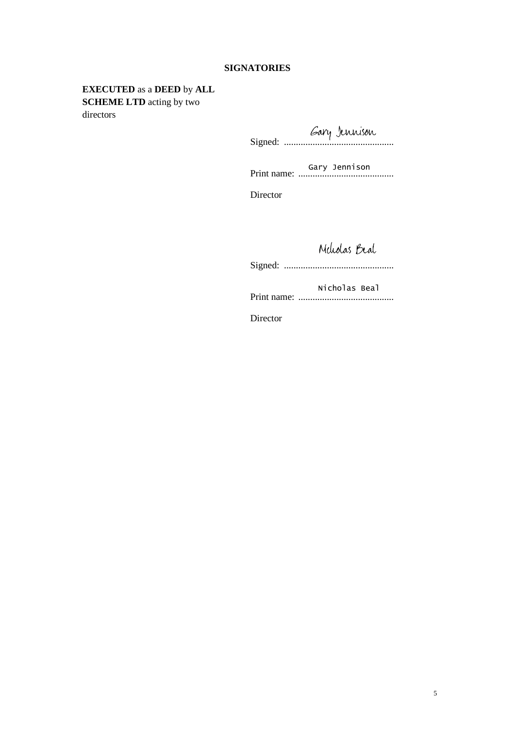**SIGNATORIES**

**EXECUTED** as a **DEED** by **ALL SCHEME LTD** acting by two directors

Signed: Gary Jennison

Print name: Gary Jennison

Director

Signed: Nicholas Beal

Print name: Nicholas Beal

Director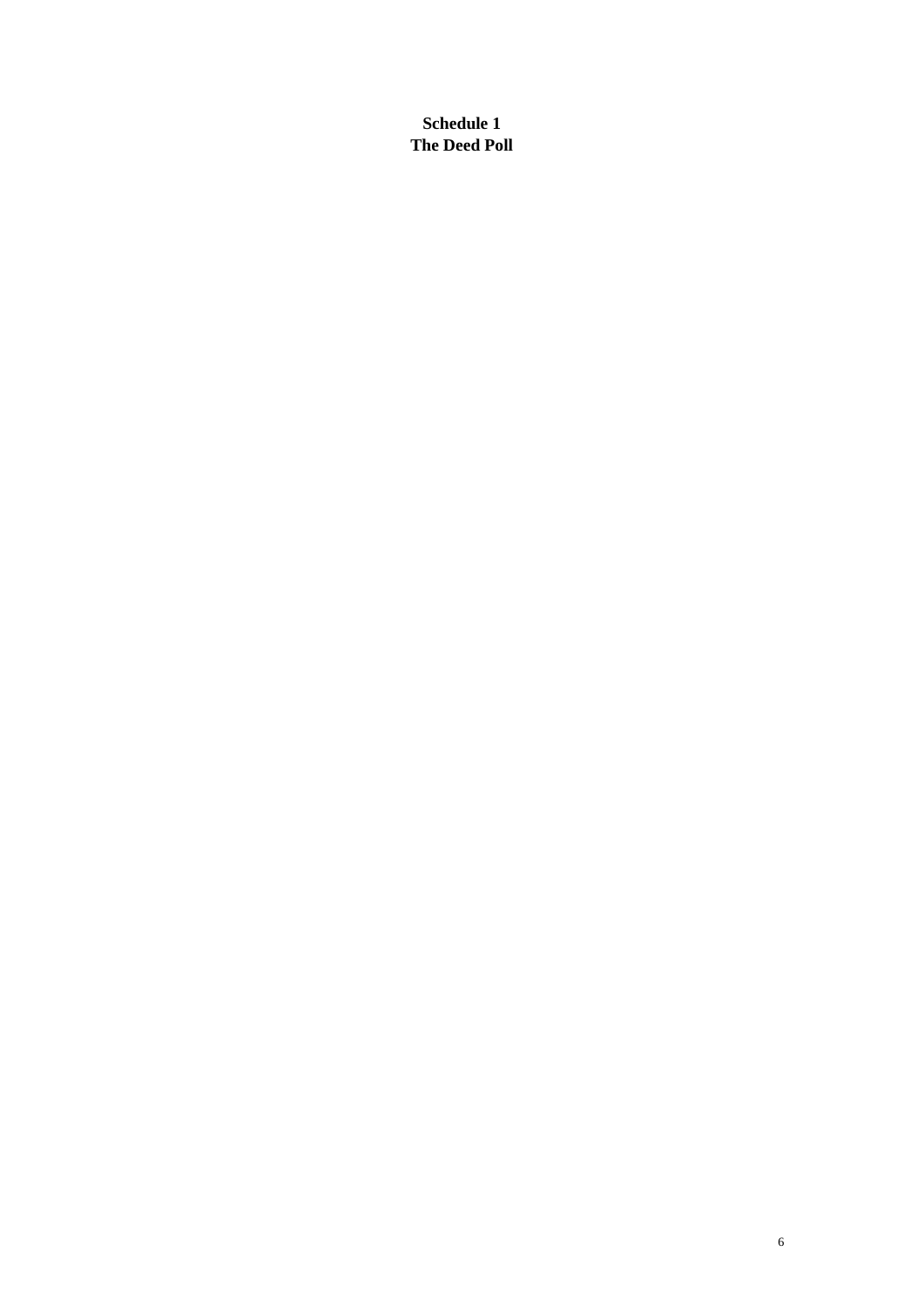# Schedule 1
# The Deed Poll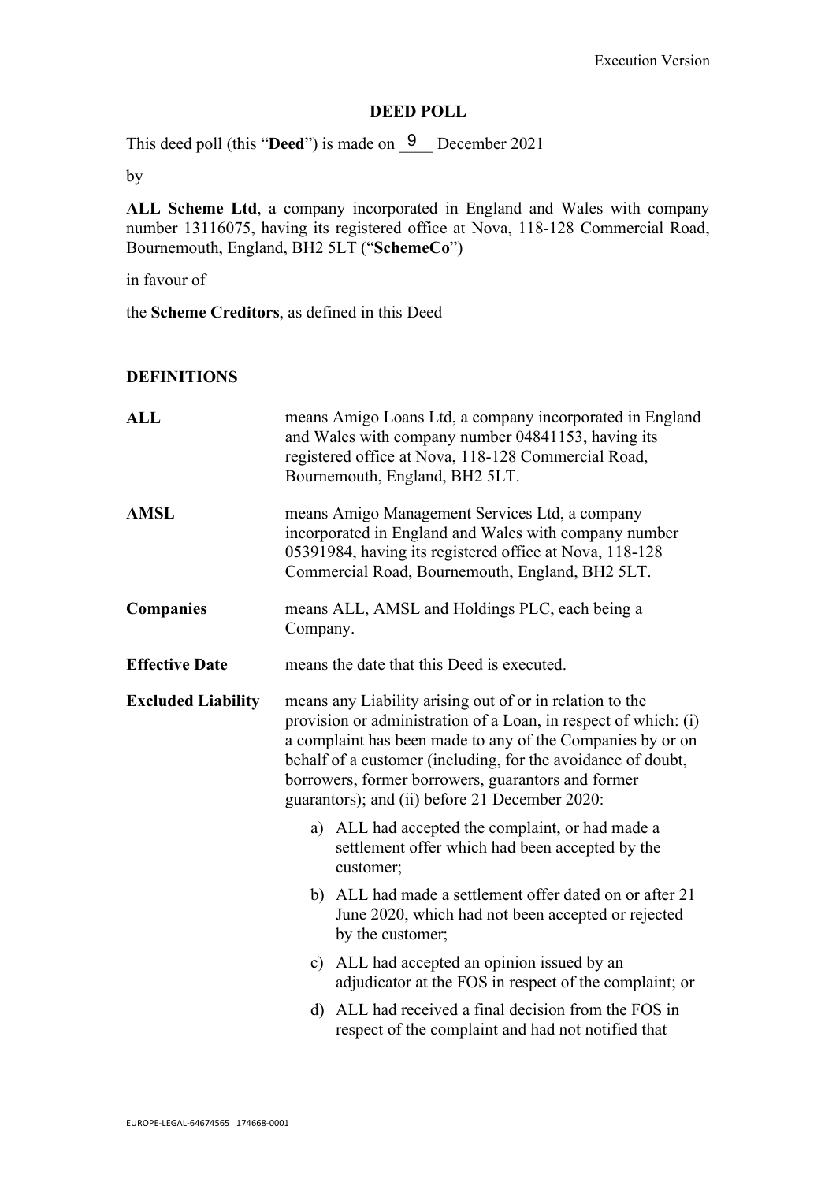## DEED POLL

This deed poll (this "**Deed**") is made on 9 December 2021

by

**ALL Scheme Ltd**, a company incorporated in England and Wales with company number 13116075, having its registered office at Nova, 118-128 Commercial Road, Bournemouth, England, BH2 5LT ("**SchemeCo**")

in favour of

the **Scheme Creditors**, as defined in this Deed

### DEFINITIONS

| | |
|---|---|
| **ALL** | means Amigo Loans Ltd, a company incorporated in England and Wales with company number 04841153, having its registered office at Nova, 118-128 Commercial Road, Bournemouth, England, BH2 5LT. |
| **AMSL** | means Amigo Management Services Ltd, a company incorporated in England and Wales with company number 05391984, having its registered office at Nova, 118-128 Commercial Road, Bournemouth, England, BH2 5LT. |
| **Companies** | means ALL, AMSL and Holdings PLC, each being a Company. |
| **Effective Date** | means the date that this Deed is executed. |
| **Excluded Liability** | means any Liability arising out of or in relation to the provision or administration of a Loan, in respect of which: (i) a complaint has been made to any of the Companies by or on behalf of a customer (including, for the avoidance of doubt, borrowers, former borrowers, guarantors and former guarantors); and (ii) before 21 December 2020: a) ALL had accepted the complaint, or had made a settlement offer which had been accepted by the customer; b) ALL had made a settlement offer dated on or after 21 June 2020, which had not been accepted or rejected by the customer; c) ALL had accepted an opinion issued by an adjudicator at the FOS in respect of the complaint; or d) ALL had received a final decision from the FOS in respect of the complaint and had not notified that |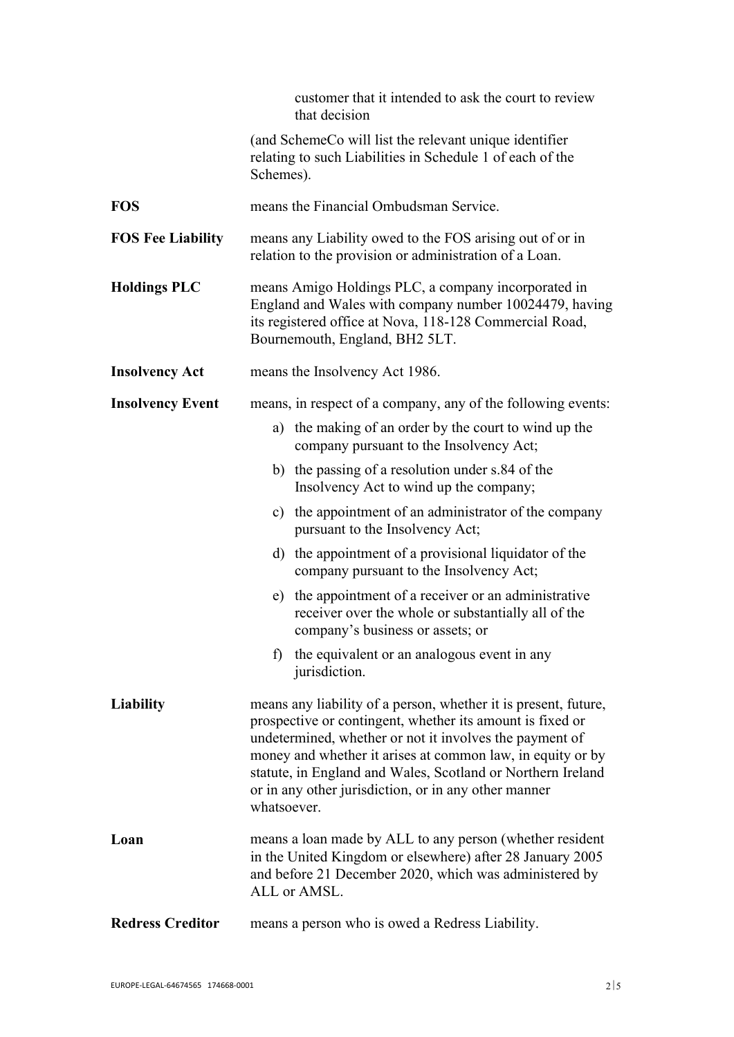customer that it intended to ask the court to review that decision

(and SchemeCo will list the relevant unique identifier relating to such Liabilities in Schedule 1 of each of the Schemes).

**FOS** means the Financial Ombudsman Service.

**FOS Fee Liability** means any Liability owed to the FOS arising out of or in relation to the provision or administration of a Loan.

**Holdings PLC** means Amigo Holdings PLC, a company incorporated in England and Wales with company number 10024479, having its registered office at Nova, 118-128 Commercial Road, Bournemouth, England, BH2 5LT.

**Insolvency Act** means the Insolvency Act 1986.

**Insolvency Event** means, in respect of a company, any of the following events:

a) the making of an order by the court to wind up the company pursuant to the Insolvency Act;

b) the passing of a resolution under s.84 of the Insolvency Act to wind up the company;

c) the appointment of an administrator of the company pursuant to the Insolvency Act;

d) the appointment of a provisional liquidator of the company pursuant to the Insolvency Act;

e) the appointment of a receiver or an administrative receiver over the whole or substantially all of the company's business or assets; or

f) the equivalent or an analogous event in any jurisdiction.

**Liability** means any liability of a person, whether it is present, future, prospective or contingent, whether its amount is fixed or undetermined, whether or not it involves the payment of money and whether it arises at common law, in equity or by statute, in England and Wales, Scotland or Northern Ireland or in any other jurisdiction, or in any other manner whatsoever.

**Loan** means a loan made by ALL to any person (whether resident in the United Kingdom or elsewhere) after 28 January 2005 and before 21 December 2020, which was administered by ALL or AMSL.

**Redress Creditor** means a person who is owed a Redress Liability.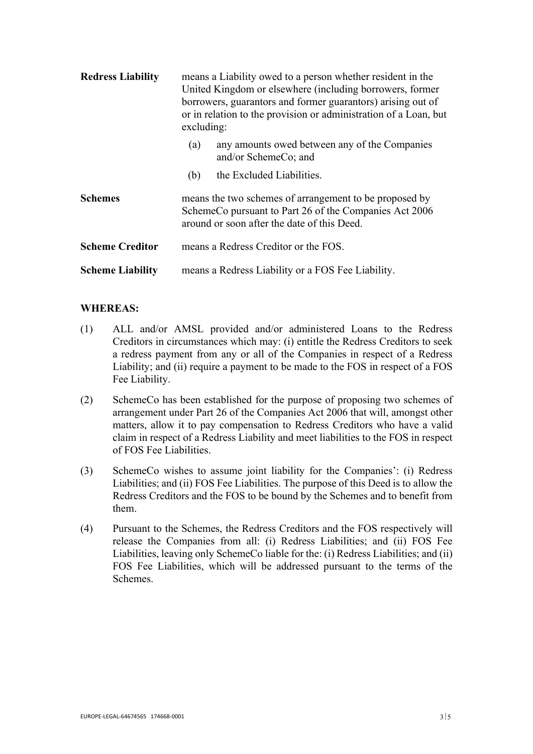**Redress Liability** means a Liability owed to a person whether resident in the United Kingdom or elsewhere (including borrowers, former borrowers, guarantors and former guarantors) arising out of or in relation to the provision or administration of a Loan, but excluding:

(a) any amounts owed between any of the Companies and/or SchemeCo; and

(b) the Excluded Liabilities.

**Schemes** means the two schemes of arrangement to be proposed by SchemeCo pursuant to Part 26 of the Companies Act 2006 around or soon after the date of this Deed.

**Scheme Creditor** means a Redress Creditor or the FOS.

**Scheme Liability** means a Redress Liability or a FOS Fee Liability.

**WHEREAS:**

(1) ALL and/or AMSL provided and/or administered Loans to the Redress Creditors in circumstances which may: (i) entitle the Redress Creditors to seek a redress payment from any or all of the Companies in respect of a Redress Liability; and (ii) require a payment to be made to the FOS in respect of a FOS Fee Liability.

(2) SchemeCo has been established for the purpose of proposing two schemes of arrangement under Part 26 of the Companies Act 2006 that will, amongst other matters, allow it to pay compensation to Redress Creditors who have a valid claim in respect of a Redress Liability and meet liabilities to the FOS in respect of FOS Fee Liabilities.

(3) SchemeCo wishes to assume joint liability for the Companies': (i) Redress Liabilities; and (ii) FOS Fee Liabilities. The purpose of this Deed is to allow the Redress Creditors and the FOS to be bound by the Schemes and to benefit from them.

(4) Pursuant to the Schemes, the Redress Creditors and the FOS respectively will release the Companies from all: (i) Redress Liabilities; and (ii) FOS Fee Liabilities, leaving only SchemeCo liable for the: (i) Redress Liabilities; and (ii) FOS Fee Liabilities, which will be addressed pursuant to the terms of the Schemes.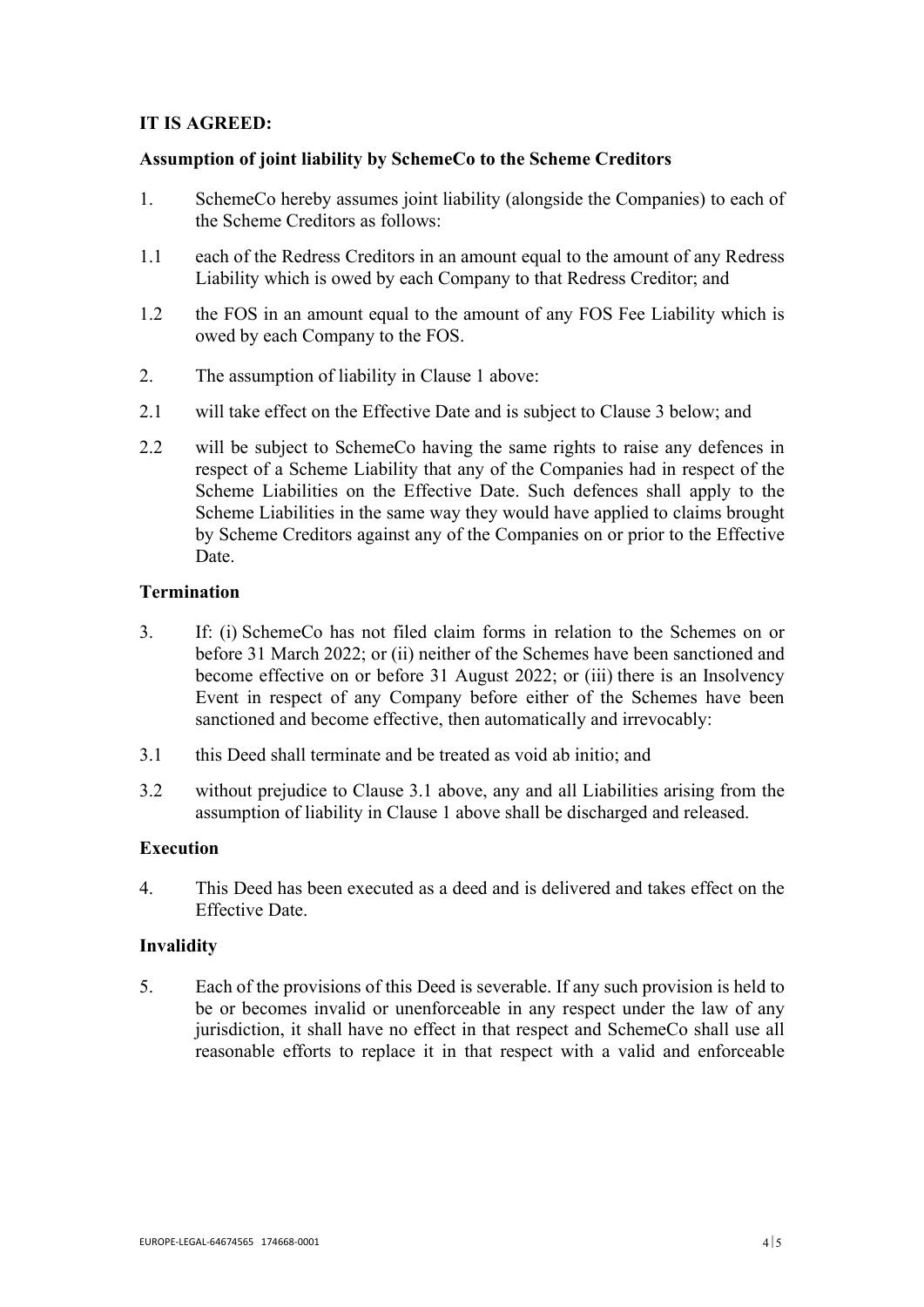**IT IS AGREED:**

**Assumption of joint liability by SchemeCo to the Scheme Creditors**

1. SchemeCo hereby assumes joint liability (alongside the Companies) to each of the Scheme Creditors as follows:

1.1 each of the Redress Creditors in an amount equal to the amount of any Redress Liability which is owed by each Company to that Redress Creditor; and

1.2 the FOS in an amount equal to the amount of any FOS Fee Liability which is owed by each Company to the FOS.

2. The assumption of liability in Clause 1 above:

2.1 will take effect on the Effective Date and is subject to Clause 3 below; and

2.2 will be subject to SchemeCo having the same rights to raise any defences in respect of a Scheme Liability that any of the Companies had in respect of the Scheme Liabilities on the Effective Date. Such defences shall apply to the Scheme Liabilities in the same way they would have applied to claims brought by Scheme Creditors against any of the Companies on or prior to the Effective Date.

**Termination**

3. If: (i) SchemeCo has not filed claim forms in relation to the Schemes on or before 31 March 2022; or (ii) neither of the Schemes have been sanctioned and become effective on or before 31 August 2022; or (iii) there is an Insolvency Event in respect of any Company before either of the Schemes have been sanctioned and become effective, then automatically and irrevocably:

3.1 this Deed shall terminate and be treated as void ab initio; and

3.2 without prejudice to Clause 3.1 above, any and all Liabilities arising from the assumption of liability in Clause 1 above shall be discharged and released.

**Execution**

4. This Deed has been executed as a deed and is delivered and takes effect on the Effective Date.

**Invalidity**

5. Each of the provisions of this Deed is severable. If any such provision is held to be or becomes invalid or unenforceable in any respect under the law of any jurisdiction, it shall have no effect in that respect and SchemeCo shall use all reasonable efforts to replace it in that respect with a valid and enforceable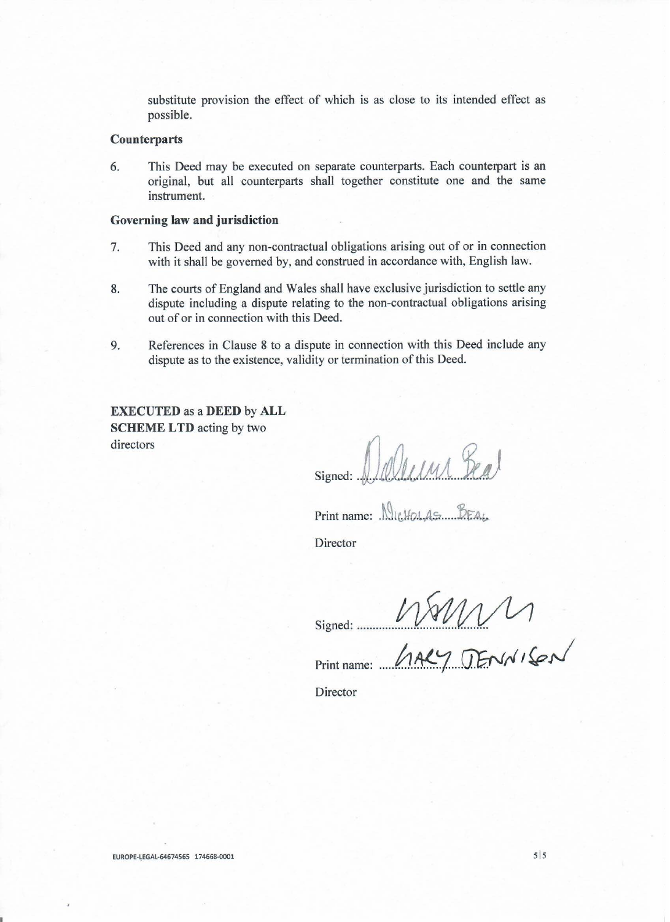substitute provision the effect of which is as close to its intended effect as possible.

**Counterparts**

6. This Deed may be executed on separate counterparts. Each counterpart is an original, but all counterparts shall together constitute one and the same instrument.

**Governing law and jurisdiction**

7. This Deed and any non-contractual obligations arising out of or in connection with it shall be governed by, and construed in accordance with, English law.

8. The courts of England and Wales shall have exclusive jurisdiction to settle any dispute including a dispute relating to the non-contractual obligations arising out of or in connection with this Deed.

9. References in Clause 8 to a dispute in connection with this Deed include any dispute as to the existence, validity or termination of this Deed.

**EXECUTED** as a **DEED** by **ALL SCHEME LTD** acting by two directors

Signed: ..........................................

Print name: NICHOLAS BEAL

Director

Signed: ..........................................

Print name: GARY DENNISON

Director

EUROPE-LEGAL-64674565 174668-0001